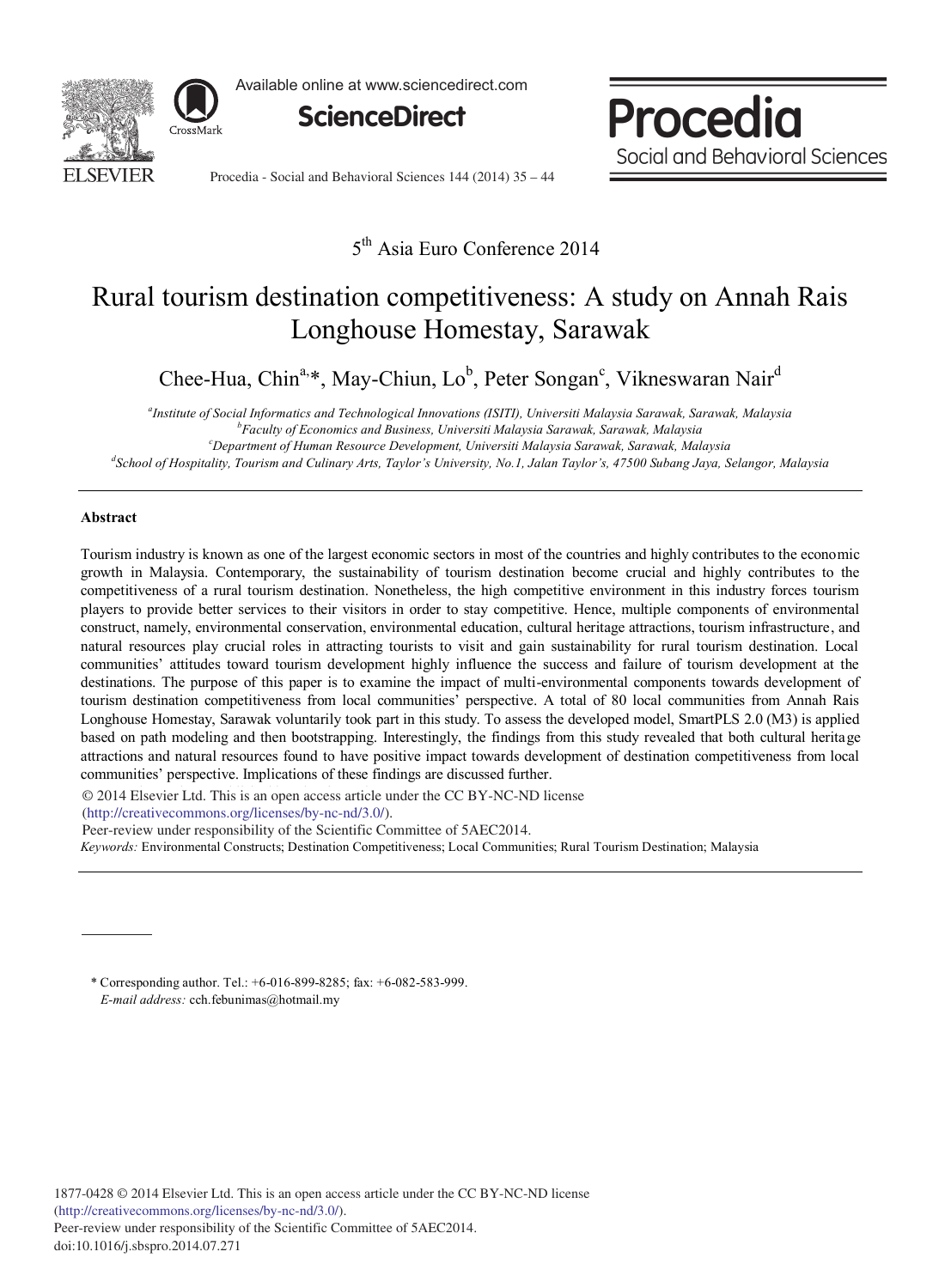5th Asia Euro Conference 2014

# Rural tourism destination competitiveness: A study on Annah Rais Longhouse Homestay, Sarawak

Chee-Hua, Chin[a,*], May-Chiun, Lo[b], Peter Songan[c], Vikneswaran Nair[d]

[a]*Institute of Social Informatics and Technological Innovations (ISITI), Universiti Malaysia Sarawak, Sarawak, Malaysia*
[b]*Faculty of Economics and Business, Universiti Malaysia Sarawak, Sarawak, Malaysia*
[c]*Department of Human Resource Development, Universiti Malaysia Sarawak, Sarawak, Malaysia*
[d]*School of Hospitality, Tourism and Culinary Arts, Taylor's University, No.1, Jalan Taylor's, 47500 Subang Jaya, Selangor, Malaysia*

## Abstract

Tourism industry is known as one of the largest economic sectors in most of the countries and highly contributes to the economic growth in Malaysia. Contemporary, the sustainability of tourism destination become crucial and highly contributes to the competitiveness of a rural tourism destination. Nonetheless, the high competitive environment in this industry forces tourism players to provide better services to their visitors in order to stay competitive. Hence, multiple components of environmental construct, namely, environmental conservation, environmental education, cultural heritage attractions, tourism infrastructure, and natural resources play crucial roles in attracting tourists to visit and gain sustainability for rural tourism destination. Local communities' attitudes toward tourism development highly influence the success and failure of tourism development at the destinations. The purpose of this paper is to examine the impact of multi-environmental components towards development of tourism destination competitiveness from local communities' perspective. A total of 80 local communities from Annah Rais Longhouse Homestay, Sarawak voluntarily took part in this study. To assess the developed model, SmartPLS 2.0 (M3) is applied based on path modeling and then bootstrapping. Interestingly, the findings from this study revealed that both cultural heritage attractions and natural resources found to have positive impact towards development of destination competitiveness from local communities' perspective. Implications of these findings are discussed further.

© 2014 Elsevier Ltd. This is an open access article under the CC BY-NC-ND license (http://creativecommons.org/licenses/by-nc-nd/3.0/).
Peer-review under responsibility of the Scientific Committee of 5AEC2014.

*Keywords:* Environmental Constructs; Destination Competitiveness; Local Communities; Rural Tourism Destination; Malaysia

\* Corresponding author. Tel.: +6-016-899-8285; fax: +6-082-583-999.
*E-mail address:* cch.febunimas@hotmail.my

1877-0428 © 2014 Elsevier Ltd. This is an open access article under the CC BY-NC-ND license (http://creativecommons.org/licenses/by-nc-nd/3.0/).
Peer-review under responsibility of the Scientific Committee of 5AEC2014.
doi:10.1016/j.sbspro.2014.07.271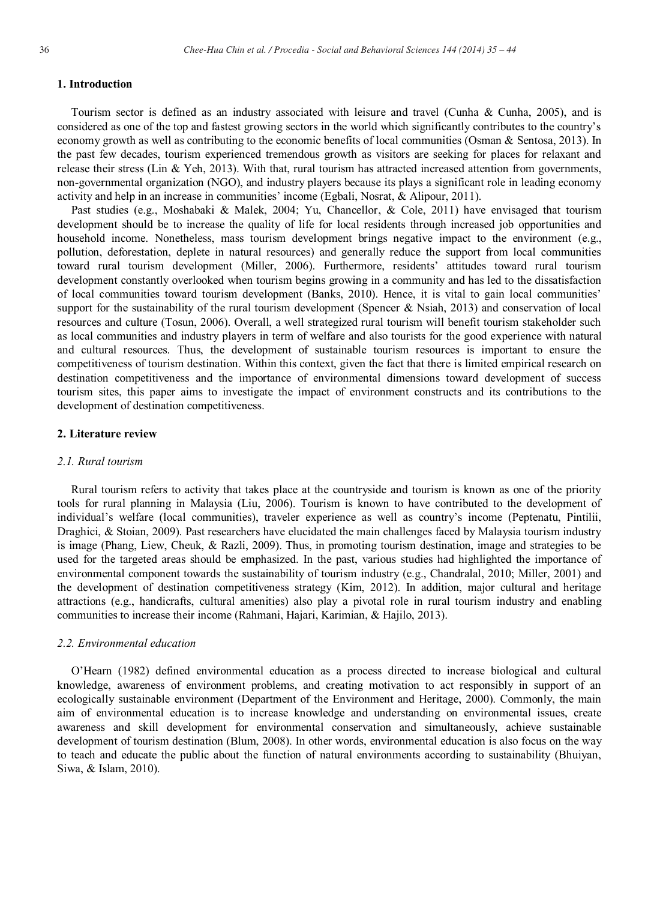## 1. Introduction

Tourism sector is defined as an industry associated with leisure and travel (Cunha & Cunha, 2005), and is considered as one of the top and fastest growing sectors in the world which significantly contributes to the country's economy growth as well as contributing to the economic benefits of local communities (Osman & Sentosa, 2013). In the past few decades, tourism experienced tremendous growth as visitors are seeking for places for relaxant and release their stress (Lin & Yeh, 2013). With that, rural tourism has attracted increased attention from governments, non-governmental organization (NGO), and industry players because its plays a significant role in leading economy activity and help in an increase in communities' income (Egbali, Nosrat, & Alipour, 2011).

Past studies (e.g., Moshabaki & Malek, 2004; Yu, Chancellor, & Cole, 2011) have envisaged that tourism development should be to increase the quality of life for local residents through increased job opportunities and household income. Nonetheless, mass tourism development brings negative impact to the environment (e.g., pollution, deforestation, deplete in natural resources) and generally reduce the support from local communities toward rural tourism development (Miller, 2006). Furthermore, residents' attitudes toward rural tourism development constantly overlooked when tourism begins growing in a community and has led to the dissatisfaction of local communities toward tourism development (Banks, 2010). Hence, it is vital to gain local communities' support for the sustainability of the rural tourism development (Spencer & Nsiah, 2013) and conservation of local resources and culture (Tosun, 2006). Overall, a well strategized rural tourism will benefit tourism stakeholder such as local communities and industry players in term of welfare and also tourists for the good experience with natural and cultural resources. Thus, the development of sustainable tourism resources is important to ensure the competitiveness of tourism destination. Within this context, given the fact that there is limited empirical research on destination competitiveness and the importance of environmental dimensions toward development of success tourism sites, this paper aims to investigate the impact of environment constructs and its contributions to the development of destination competitiveness.

## 2. Literature review

### *2.1. Rural tourism*

Rural tourism refers to activity that takes place at the countryside and tourism is known as one of the priority tools for rural planning in Malaysia (Liu, 2006). Tourism is known to have contributed to the development of individual's welfare (local communities), traveler experience as well as country's income (Peptenatu, Pintilii, Draghici, & Stoian, 2009). Past researchers have elucidated the main challenges faced by Malaysia tourism industry is image (Phang, Liew, Cheuk, & Razli, 2009). Thus, in promoting tourism destination, image and strategies to be used for the targeted areas should be emphasized. In the past, various studies had highlighted the importance of environmental component towards the sustainability of tourism industry (e.g., Chandralal, 2010; Miller, 2001) and the development of destination competitiveness strategy (Kim, 2012). In addition, major cultural and heritage attractions (e.g., handicrafts, cultural amenities) also play a pivotal role in rural tourism industry and enabling communities to increase their income (Rahmani, Hajari, Karimian, & Hajilo, 2013).

### *2.2. Environmental education*

O'Hearn (1982) defined environmental education as a process directed to increase biological and cultural knowledge, awareness of environment problems, and creating motivation to act responsibly in support of an ecologically sustainable environment (Department of the Environment and Heritage, 2000). Commonly, the main aim of environmental education is to increase knowledge and understanding on environmental issues, create awareness and skill development for environmental conservation and simultaneously, achieve sustainable development of tourism destination (Blum, 2008). In other words, environmental education is also focus on the way to teach and educate the public about the function of natural environments according to sustainability (Bhuiyan, Siwa, & Islam, 2010).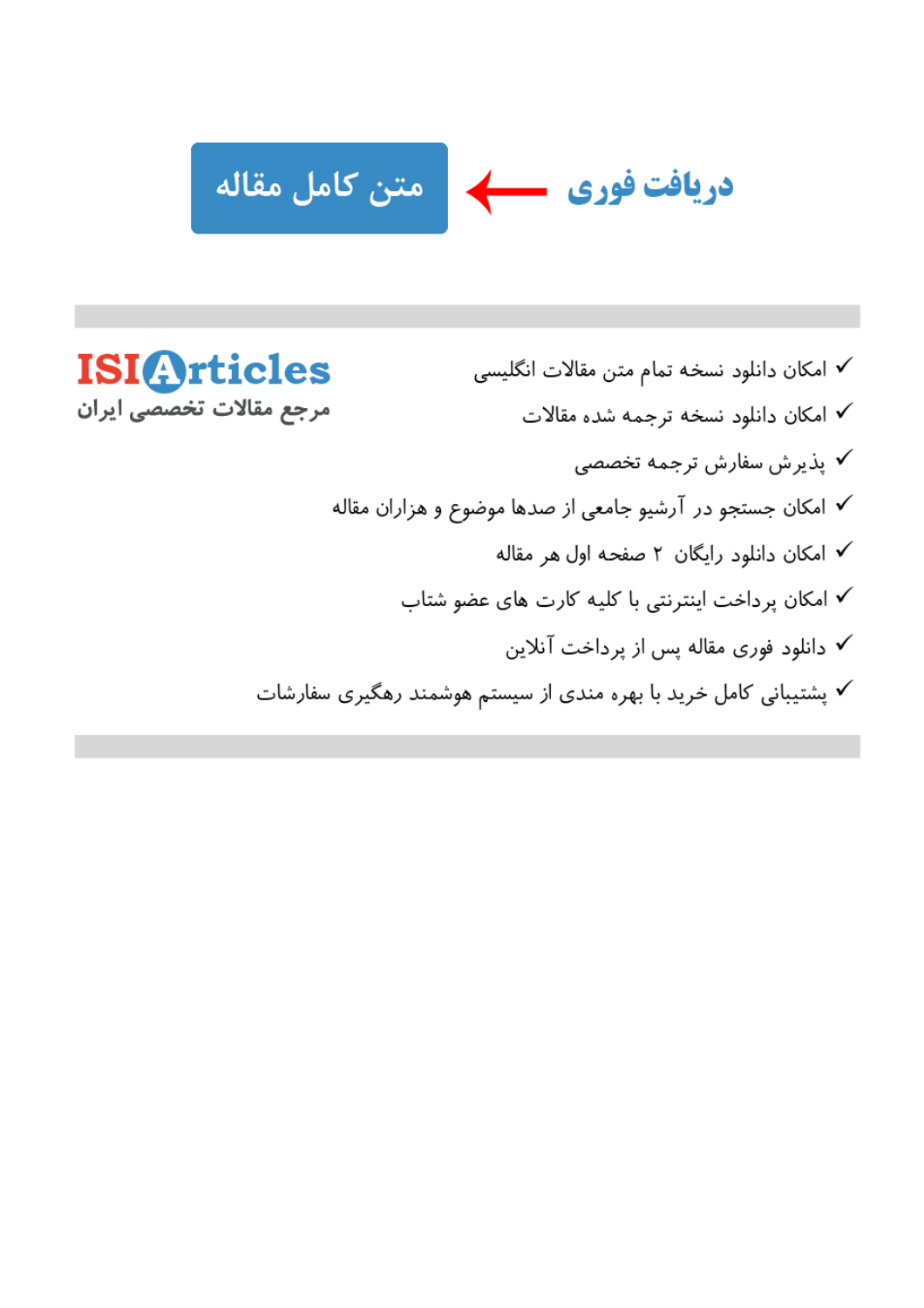متن کامل مقاله ← دریافت فوری

**ISIArticles**
مرجع مقالات تخصصی ایران

- ✓ امکان دانلود نسخه تمام متن مقالات انگلیسی
- ✓ امکان دانلود نسخه ترجمه شده مقالات
- ✓ پذیرش سفارش ترجمه تخصصی
- ✓ امکان جستجو در آرشیو جامعی از صدها موضوع و هزاران مقاله
- ✓ امکان دانلود رایگان ۲ صفحه اول هر مقاله
- ✓ امکان پرداخت اینترنتی با کلیه کارت های عضو شتاب
- ✓ دانلود فوری مقاله پس از پرداخت آنلاین
- ✓ پشتیبانی کامل خرید با بهره مندی از سیستم هوشمند رهگیری سفارشات